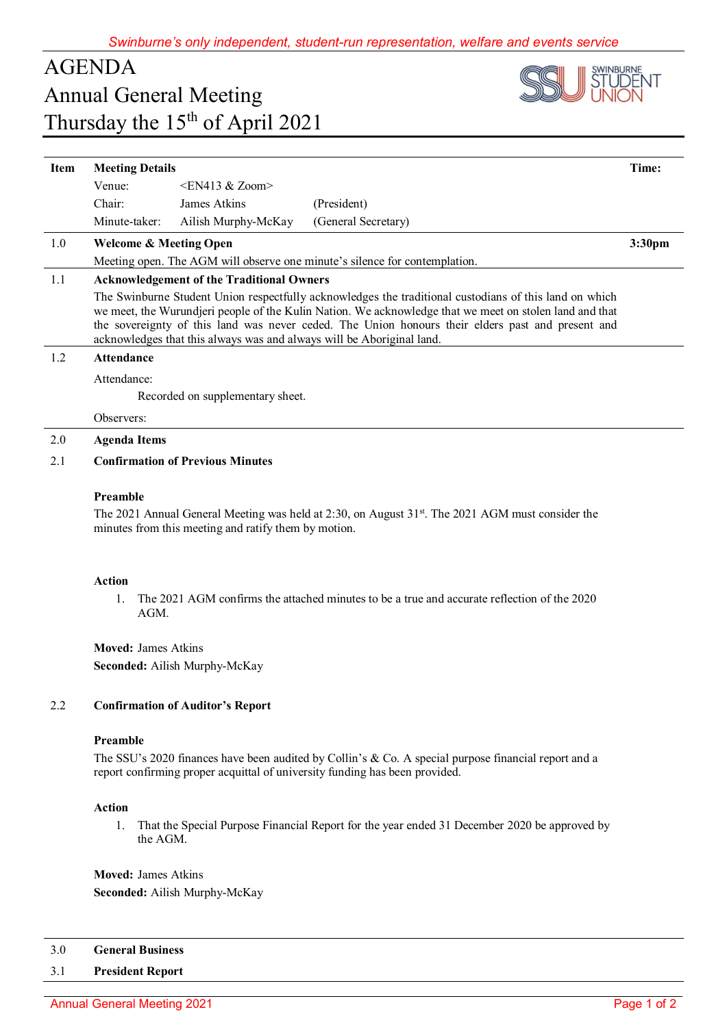Swinburne's only independent, student-run representation, welfare and events service

# AGENDA
# Annual General Meeting
# Thursday the 15th of April 2021

SWINBURNE STUDENT UNION

| Item | Meeting Details | | | Time: |
|---|---|---|---|---|
| | Venue: | <EN413 & Zoom> | | |
| | Chair: | James Atkins | (President) | |
| | Minute-taker: | Ailish Murphy-McKay | (General Secretary) | |

**1.0 Welcome & Meeting Open** — **3:30pm**

Meeting open. The AGM will observe one minute's silence for contemplation.

**1.1 Acknowledgement of the Traditional Owners**

The Swinburne Student Union respectfully acknowledges the traditional custodians of this land on which we meet, the Wurundjeri people of the Kulin Nation. We acknowledge that we meet on stolen land and that the sovereignty of this land was never ceded. The Union honours their elders past and present and acknowledges that this always was and always will be Aboriginal land.

**1.2 Attendance**

Attendance:

Recorded on supplementary sheet.

Observers:

**2.0 Agenda Items**

**2.1 Confirmation of Previous Minutes**

**Preamble**

The 2021 Annual General Meeting was held at 2:30, on August 31st. The 2021 AGM must consider the minutes from this meeting and ratify them by motion.

**Action**

1. The 2021 AGM confirms the attached minutes to be a true and accurate reflection of the 2020 AGM.

**Moved:** James Atkins

**Seconded:** Ailish Murphy-McKay

**2.2 Confirmation of Auditor's Report**

**Preamble**

The SSU's 2020 finances have been audited by Collin's & Co. A special purpose financial report and a report confirming proper acquittal of university funding has been provided.

**Action**

1. That the Special Purpose Financial Report for the year ended 31 December 2020 be approved by the AGM.

**Moved:** James Atkins

**Seconded:** Ailish Murphy-McKay

**3.0 General Business**

**3.1 President Report**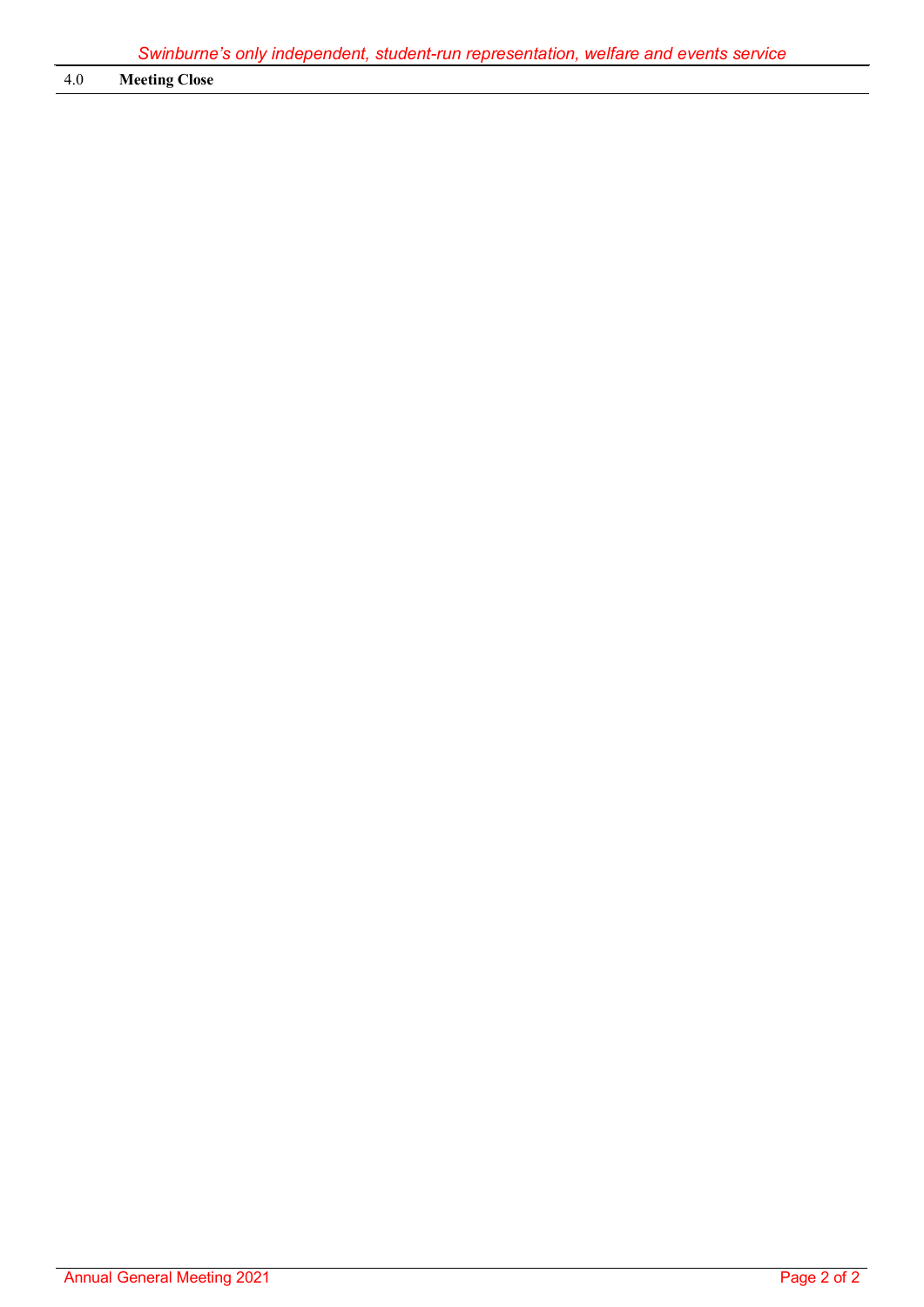4.0 **Meeting Close**